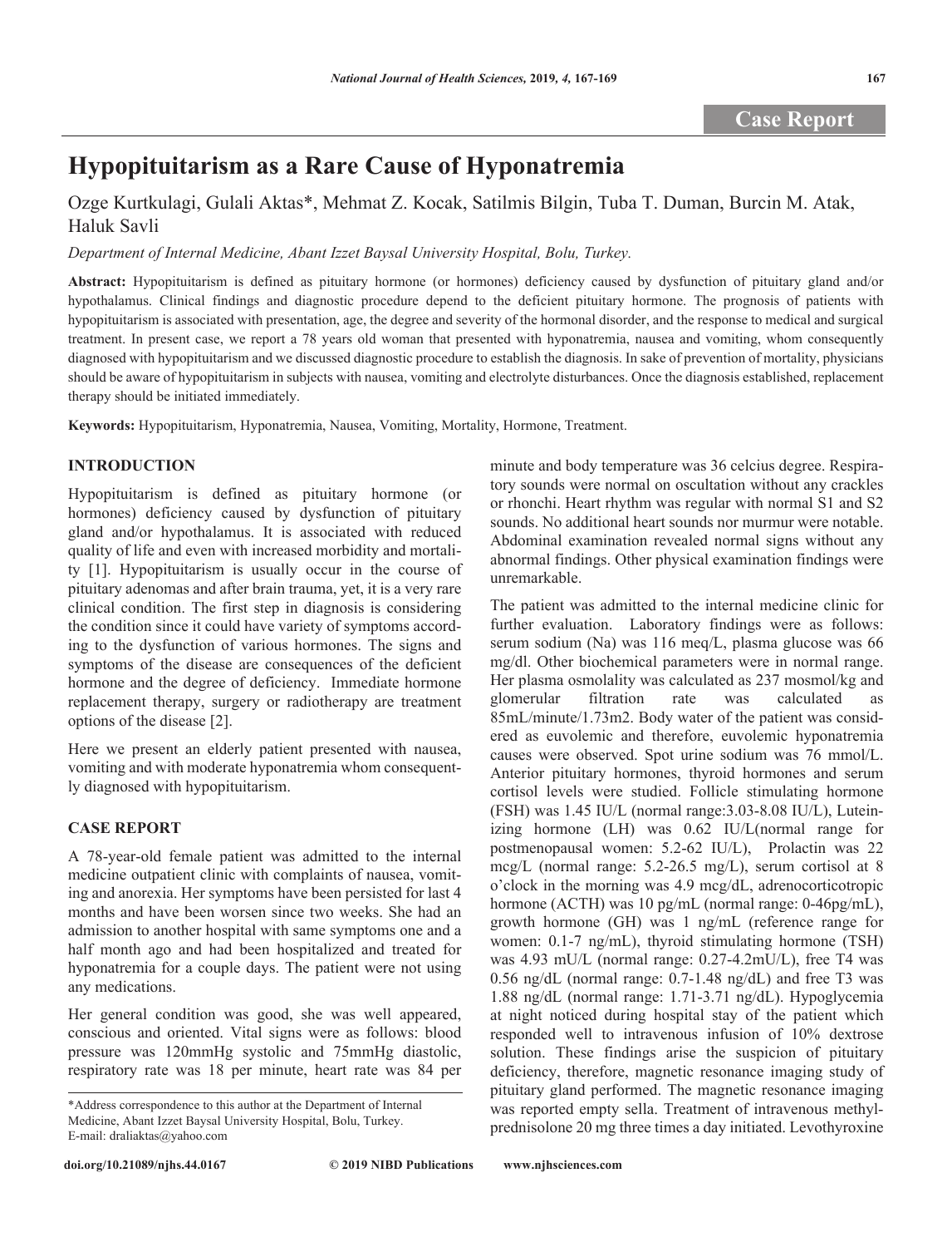Case Report

# Hypopituitarism as a Rare Cause of Hyponatremia

Ozge Kurtkulagi, Gulali Aktas*, Mehmat Z. Kocak, Satilmis Bilgin, Tuba T. Duman, Burcin M. Atak, Haluk Savli

*Department of Internal Medicine, Abant Izzet Baysal University Hospital, Bolu, Turkey.*

**Abstract:** Hypopituitarism is defined as pituitary hormone (or hormones) deficiency caused by dysfunction of pituitary gland and/or hypothalamus. Clinical findings and diagnostic procedure depend to the deficient pituitary hormone. The prognosis of patients with hypopituitarism is associated with presentation, age, the degree and severity of the hormonal disorder, and the response to medical and surgical treatment. In present case, we report a 78 years old woman that presented with hyponatremia, nausea and vomiting, whom consequently diagnosed with hypopituitarism and we discussed diagnostic procedure to establish the diagnosis. In sake of prevention of mortality, physicians should be aware of hypopituitarism in subjects with nausea, vomiting and electrolyte disturbances. Once the diagnosis established, replacement therapy should be initiated immediately.

**Keywords:** Hypopituitarism, Hyponatremia, Nausea, Vomiting, Mortality, Hormone, Treatment.

## INTRODUCTION

Hypopituitarism is defined as pituitary hormone (or hormones) deficiency caused by dysfunction of pituitary gland and/or hypothalamus. It is associated with reduced quality of life and even with increased morbidity and mortality [1]. Hypopituitarism is usually occur in the course of pituitary adenomas and after brain trauma, yet, it is a very rare clinical condition. The first step in diagnosis is considering the condition since it could have variety of symptoms according to the dysfunction of various hormones. The signs and symptoms of the disease are consequences of the deficient hormone and the degree of deficiency. Immediate hormone replacement therapy, surgery or radiotherapy are treatment options of the disease [2].

Here we present an elderly patient presented with nausea, vomiting and with moderate hyponatremia whom consequently diagnosed with hypopituitarism.

## CASE REPORT

A 78-year-old female patient was admitted to the internal medicine outpatient clinic with complaints of nausea, vomiting and anorexia. Her symptoms have been persisted for last 4 months and have been worsen since two weeks. She had an admission to another hospital with same symptoms one and a half month ago and had been hospitalized and treated for hyponatremia for a couple days. The patient were not using any medications.

Her general condition was good, she was well appeared, conscious and oriented. Vital signs were as follows: blood pressure was 120mmHg systolic and 75mmHg diastolic, respiratory rate was 18 per minute, heart rate was 84 per minute and body temperature was 36 celcius degree. Respiratory sounds were normal on oscultation without any crackles or rhonchi. Heart rhythm was regular with normal S1 and S2 sounds. No additional heart sounds nor murmur were notable. Abdominal examination revealed normal signs without any abnormal findings. Other physical examination findings were unremarkable.

The patient was admitted to the internal medicine clinic for further evaluation. Laboratory findings were as follows: serum sodium (Na) was 116 meq/L, plasma glucose was 66 mg/dl. Other biochemical parameters were in normal range. Her plasma osmolality was calculated as 237 mosmol/kg and glomerular filtration rate was calculated as 85mL/minute/1.73m2. Body water of the patient was considered as euvolemic and therefore, euvolemic hyponatremia causes were observed. Spot urine sodium was 76 mmol/L. Anterior pituitary hormones, thyroid hormones and serum cortisol levels were studied. Follicle stimulating hormone (FSH) was 1.45 IU/L (normal range:3.03-8.08 IU/L), Luteinizing hormone (LH) was 0.62 IU/L(normal range for postmenopausal women: 5.2-62 IU/L), Prolactin was 22 mcg/L (normal range: 5.2-26.5 mg/L), serum cortisol at 8 o'clock in the morning was 4.9 mcg/dL, adrenocorticotropic hormone (ACTH) was 10 pg/mL (normal range: 0-46pg/mL), growth hormone (GH) was 1 ng/mL (reference range for women: 0.1-7 ng/mL), thyroid stimulating hormone (TSH) was 4.93 mU/L (normal range: 0.27-4.2mU/L), free T4 was 0.56 ng/dL (normal range: 0.7-1.48 ng/dL) and free T3 was 1.88 ng/dL (normal range: 1.71-3.71 ng/dL). Hypoglycemia at night noticed during hospital stay of the patient which responded well to intravenous infusion of 10% dextrose solution. These findings arise the suspicion of pituitary deficiency, therefore, magnetic resonance imaging study of pituitary gland performed. The magnetic resonance imaging was reported empty sella. Treatment of intravenous methylprednisolone 20 mg three times a day initiated. Levothyroxine

*Address correspondence to this author at the Department of Internal Medicine, Abant Izzet Baysal University Hospital, Bolu, Turkey. E-mail: draliaktas@yahoo.com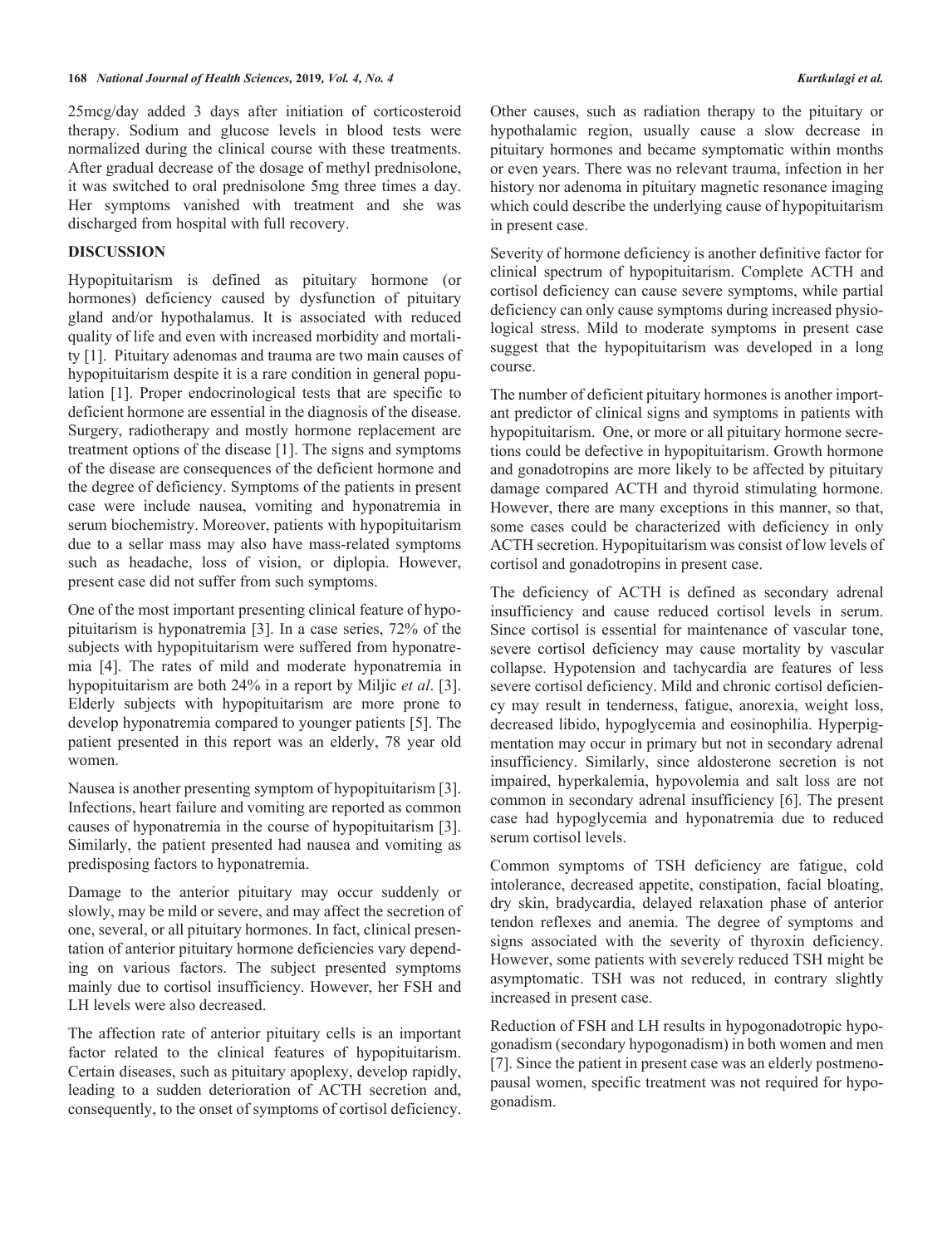25mcg/day added 3 days after initiation of corticosteroid therapy. Sodium and glucose levels in blood tests were normalized during the clinical course with these treatments. After gradual decrease of the dosage of methyl prednisolone, it was switched to oral prednisolone 5mg three times a day. Her symptoms vanished with treatment and she was discharged from hospital with full recovery.

## DISCUSSION

Hypopituitarism is defined as pituitary hormone (or hormones) deficiency caused by dysfunction of pituitary gland and/or hypothalamus. It is associated with reduced quality of life and even with increased morbidity and mortality [1]. Pituitary adenomas and trauma are two main causes of hypopituitarism despite it is a rare condition in general population [1]. Proper endocrinological tests that are specific to deficient hormone are essential in the diagnosis of the disease. Surgery, radiotherapy and mostly hormone replacement are treatment options of the disease [1]. The signs and symptoms of the disease are consequences of the deficient hormone and the degree of deficiency. Symptoms of the patients in present case were include nausea, vomiting and hyponatremia in serum biochemistry. Moreover, patients with hypopituitarism due to a sellar mass may also have mass-related symptoms such as headache, loss of vision, or diplopia. However, present case did not suffer from such symptoms.

One of the most important presenting clinical feature of hypopituitarism is hyponatremia [3]. In a case series, 72% of the subjects with hypopituitarism were suffered from hyponatremia [4]. The rates of mild and moderate hyponatremia in hypopituitarism are both 24% in a report by Miljic *et al*. [3]. Elderly subjects with hypopituitarism are more prone to develop hyponatremia compared to younger patients [5]. The patient presented in this report was an elderly, 78 year old women.

Nausea is another presenting symptom of hypopituitarism [3]. Infections, heart failure and vomiting are reported as common causes of hyponatremia in the course of hypopituitarism [3]. Similarly, the patient presented had nausea and vomiting as predisposing factors to hyponatremia.

Damage to the anterior pituitary may occur suddenly or slowly, may be mild or severe, and may affect the secretion of one, several, or all pituitary hormones. In fact, clinical presentation of anterior pituitary hormone deficiencies vary depending on various factors. The subject presented symptoms mainly due to cortisol insufficiency. However, her FSH and LH levels were also decreased.

The affection rate of anterior pituitary cells is an important factor related to the clinical features of hypopituitarism. Certain diseases, such as pituitary apoplexy, develop rapidly, leading to a sudden deterioration of ACTH secretion and, consequently, to the onset of symptoms of cortisol deficiency. Other causes, such as radiation therapy to the pituitary or hypothalamic region, usually cause a slow decrease in pituitary hormones and became symptomatic within months or even years. There was no relevant trauma, infection in her history nor adenoma in pituitary magnetic resonance imaging which could describe the underlying cause of hypopituitarism in present case.

Severity of hormone deficiency is another definitive factor for clinical spectrum of hypopituitarism. Complete ACTH and cortisol deficiency can cause severe symptoms, while partial deficiency can only cause symptoms during increased physiological stress. Mild to moderate symptoms in present case suggest that the hypopituitarism was developed in a long course.

The number of deficient pituitary hormones is another important predictor of clinical signs and symptoms in patients with hypopituitarism. One, or more or all pituitary hormone secretions could be defective in hypopituitarism. Growth hormone and gonadotropins are more likely to be affected by pituitary damage compared ACTH and thyroid stimulating hormone. However, there are many exceptions in this manner, so that, some cases could be characterized with deficiency in only ACTH secretion. Hypopituitarism was consist of low levels of cortisol and gonadotropins in present case.

The deficiency of ACTH is defined as secondary adrenal insufficiency and cause reduced cortisol levels in serum. Since cortisol is essential for maintenance of vascular tone, severe cortisol deficiency may cause mortality by vascular collapse. Hypotension and tachycardia are features of less severe cortisol deficiency. Mild and chronic cortisol deficiency may result in tenderness, fatigue, anorexia, weight loss, decreased libido, hypoglycemia and eosinophilia. Hyperpigmentation may occur in primary but not in secondary adrenal insufficiency. Similarly, since aldosterone secretion is not impaired, hyperkalemia, hypovolemia and salt loss are not common in secondary adrenal insufficiency [6]. The present case had hypoglycemia and hyponatremia due to reduced serum cortisol levels.

Common symptoms of TSH deficiency are fatigue, cold intolerance, decreased appetite, constipation, facial bloating, dry skin, bradycardia, delayed relaxation phase of anterior tendon reflexes and anemia. The degree of symptoms and signs associated with the severity of thyroxin deficiency. However, some patients with severely reduced TSH might be asymptomatic. TSH was not reduced, in contrary slightly increased in present case.

Reduction of FSH and LH results in hypogonadotropic hypogonadism (secondary hypogonadism) in both women and men [7]. Since the patient in present case was an elderly postmenopausal women, specific treatment was not required for hypogonadism.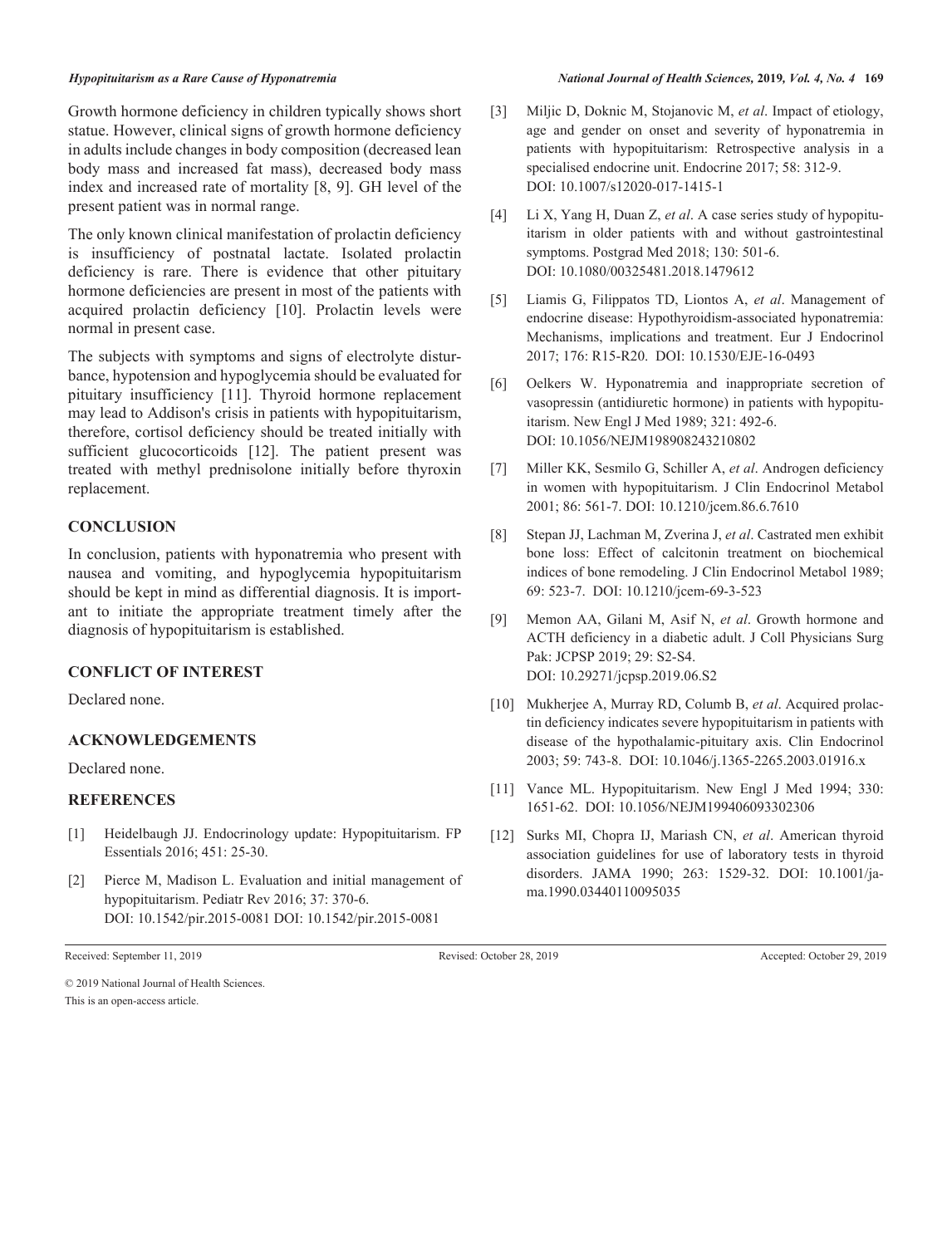Growth hormone deficiency in children typically shows short statue. However, clinical signs of growth hormone deficiency in adults include changes in body composition (decreased lean body mass and increased fat mass), decreased body mass index and increased rate of mortality [8, 9]. GH level of the present patient was in normal range.

The only known clinical manifestation of prolactin deficiency is insufficiency of postnatal lactate. Isolated prolactin deficiency is rare. There is evidence that other pituitary hormone deficiencies are present in most of the patients with acquired prolactin deficiency [10]. Prolactin levels were normal in present case.

The subjects with symptoms and signs of electrolyte disturbance, hypotension and hypoglycemia should be evaluated for pituitary insufficiency [11]. Thyroid hormone replacement may lead to Addison's crisis in patients with hypopituitarism, therefore, cortisol deficiency should be treated initially with sufficient glucocorticoids [12]. The patient present was treated with methyl prednisolone initially before thyroxin replacement.

## CONCLUSION

In conclusion, patients with hyponatremia who present with nausea and vomiting, and hypoglycemia hypopituitarism should be kept in mind as differential diagnosis. It is important to initiate the appropriate treatment timely after the diagnosis of hypopituitarism is established.

## CONFLICT OF INTEREST

Declared none.

## ACKNOWLEDGEMENTS

Declared none.

## REFERENCES

[1] Heidelbaugh JJ. Endocrinology update: Hypopituitarism. FP Essentials 2016; 451: 25-30.

[2] Pierce M, Madison L. Evaluation and initial management of hypopituitarism. Pediatr Rev 2016; 37: 370-6. DOI: 10.1542/pir.2015-0081 DOI: 10.1542/pir.2015-0081

[3] Miljic D, Doknic M, Stojanovic M, *et al*. Impact of etiology, age and gender on onset and severity of hyponatremia in patients with hypopituitarism: Retrospective analysis in a specialised endocrine unit. Endocrine 2017; 58: 312-9. DOI: 10.1007/s12020-017-1415-1

[4] Li X, Yang H, Duan Z, *et al*. A case series study of hypopituitarism in older patients with and without gastrointestinal symptoms. Postgrad Med 2018; 130: 501-6. DOI: 10.1080/00325481.2018.1479612

[5] Liamis G, Filippatos TD, Liontos A, *et al*. Management of endocrine disease: Hypothyroidism-associated hyponatremia: Mechanisms, implications and treatment. Eur J Endocrinol 2017; 176: R15-R20. DOI: 10.1530/EJE-16-0493

[6] Oelkers W. Hyponatremia and inappropriate secretion of vasopressin (antidiuretic hormone) in patients with hypopituitarism. New Engl J Med 1989; 321: 492-6. DOI: 10.1056/NEJM198908243210802

[7] Miller KK, Sesmilo G, Schiller A, *et al*. Androgen deficiency in women with hypopituitarism. J Clin Endocrinol Metabol 2001; 86: 561-7. DOI: 10.1210/jcem.86.6.7610

[8] Stepan JJ, Lachman M, Zverina J, *et al*. Castrated men exhibit bone loss: Effect of calcitonin treatment on biochemical indices of bone remodeling. J Clin Endocrinol Metabol 1989; 69: 523-7. DOI: 10.1210/jcem-69-3-523

[9] Memon AA, Gilani M, Asif N, *et al*. Growth hormone and ACTH deficiency in a diabetic adult. J Coll Physicians Surg Pak: JCPSP 2019; 29: S2-S4. DOI: 10.29271/jcpsp.2019.06.S2

[10] Mukherjee A, Murray RD, Columb B, *et al*. Acquired prolactin deficiency indicates severe hypopituitarism in patients with disease of the hypothalamic-pituitary axis. Clin Endocrinol 2003; 59: 743-8. DOI: 10.1046/j.1365-2265.2003.01916.x

[11] Vance ML. Hypopituitarism. New Engl J Med 1994; 330: 1651-62. DOI: 10.1056/NEJM199406093302306

[12] Surks MI, Chopra IJ, Mariash CN, *et al*. American thyroid association guidelines for use of laboratory tests in thyroid disorders. JAMA 1990; 263: 1529-32. DOI: 10.1001/jama.1990.03440110095035

Received: September 11, 2019 Revised: October 28, 2019 Accepted: October 29, 2019

© 2019 National Journal of Health Sciences.
This is an open-access article.